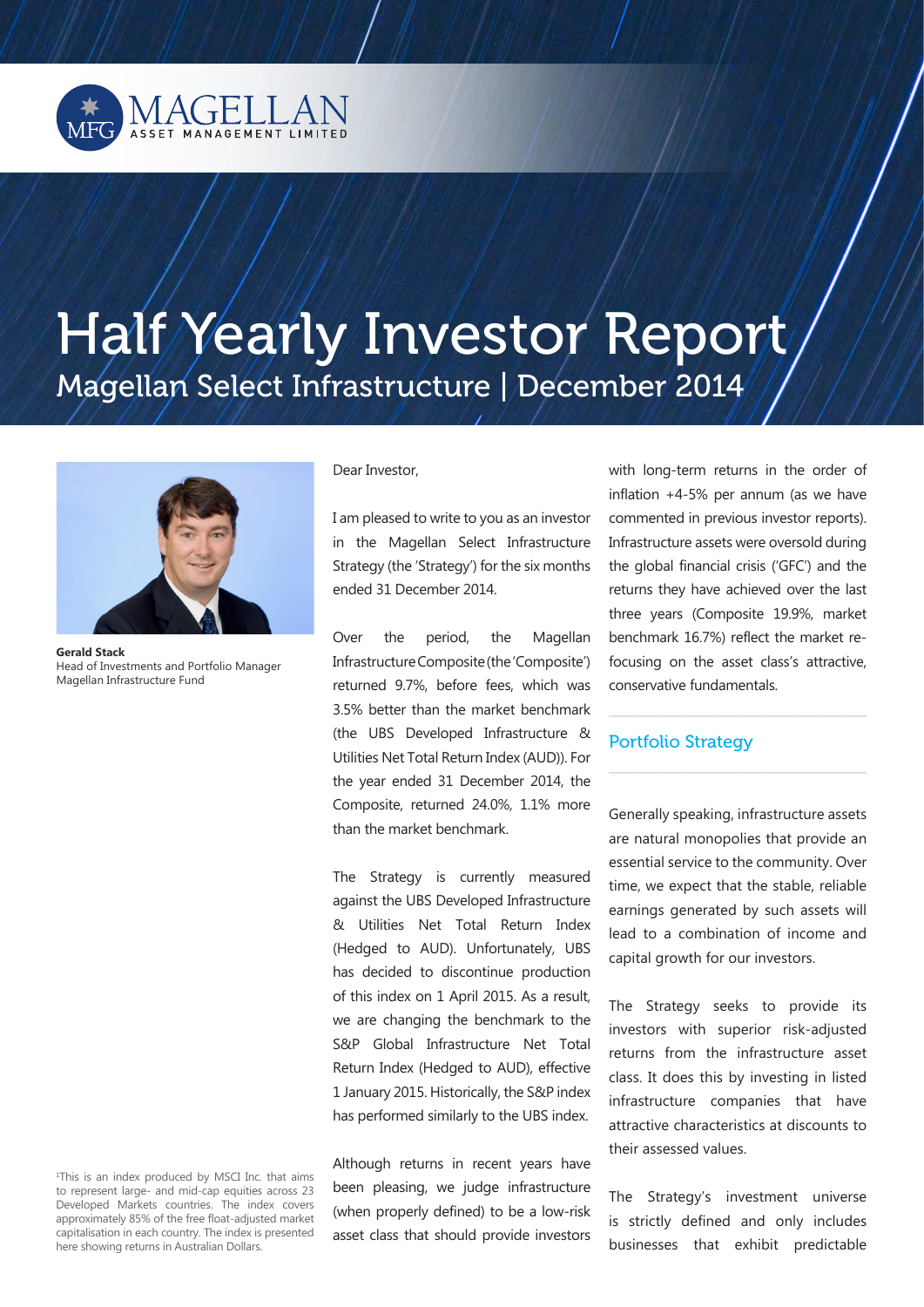MAGELLAN ASSET MANAGEMENT LIMITED

# Half Yearly Investor Report

## Magellan Select Infrastructure | December 2014

**Gerald Stack**
Head of Investments and Portfolio Manager
Magellan Infrastructure Fund

Dear Investor,

I am pleased to write to you as an investor in the Magellan Select Infrastructure Strategy (the 'Strategy') for the six months ended 31 December 2014.

Over the period, the Magellan Infrastructure Composite (the 'Composite') returned 9.7%, before fees, which was 3.5% better than the market benchmark (the UBS Developed Infrastructure & Utilities Net Total Return Index (AUD)). For the year ended 31 December 2014, the Composite, returned 24.0%, 1.1% more than the market benchmark.

The Strategy is currently measured against the UBS Developed Infrastructure & Utilities Net Total Return Index (Hedged to AUD). Unfortunately, UBS has decided to discontinue production of this index on 1 April 2015. As a result, we are changing the benchmark to the S&P Global Infrastructure Net Total Return Index (Hedged to AUD), effective 1 January 2015. Historically, the S&P index has performed similarly to the UBS index.

Although returns in recent years have been pleasing, we judge infrastructure (when properly defined) to be a low-risk asset class that should provide investors with long-term returns in the order of inflation +4-5% per annum (as we have commented in previous investor reports). Infrastructure assets were oversold during the global financial crisis ('GFC') and the returns they have achieved over the last three years (Composite 19.9%, market benchmark 16.7%) reflect the market re-focusing on the asset class's attractive, conservative fundamentals.

### Portfolio Strategy

Generally speaking, infrastructure assets are natural monopolies that provide an essential service to the community. Over time, we expect that the stable, reliable earnings generated by such assets will lead to a combination of income and capital growth for our investors.

The Strategy seeks to provide its investors with superior risk-adjusted returns from the infrastructure asset class. It does this by investing in listed infrastructure companies that have attractive characteristics at discounts to their assessed values.

The Strategy's investment universe is strictly defined and only includes businesses that exhibit predictable

[1]This is an index produced by MSCI Inc. that aims to represent large- and mid-cap equities across 23 Developed Markets countries. The index covers approximately 85% of the free float-adjusted market capitalisation in each country. The index is presented here showing returns in Australian Dollars.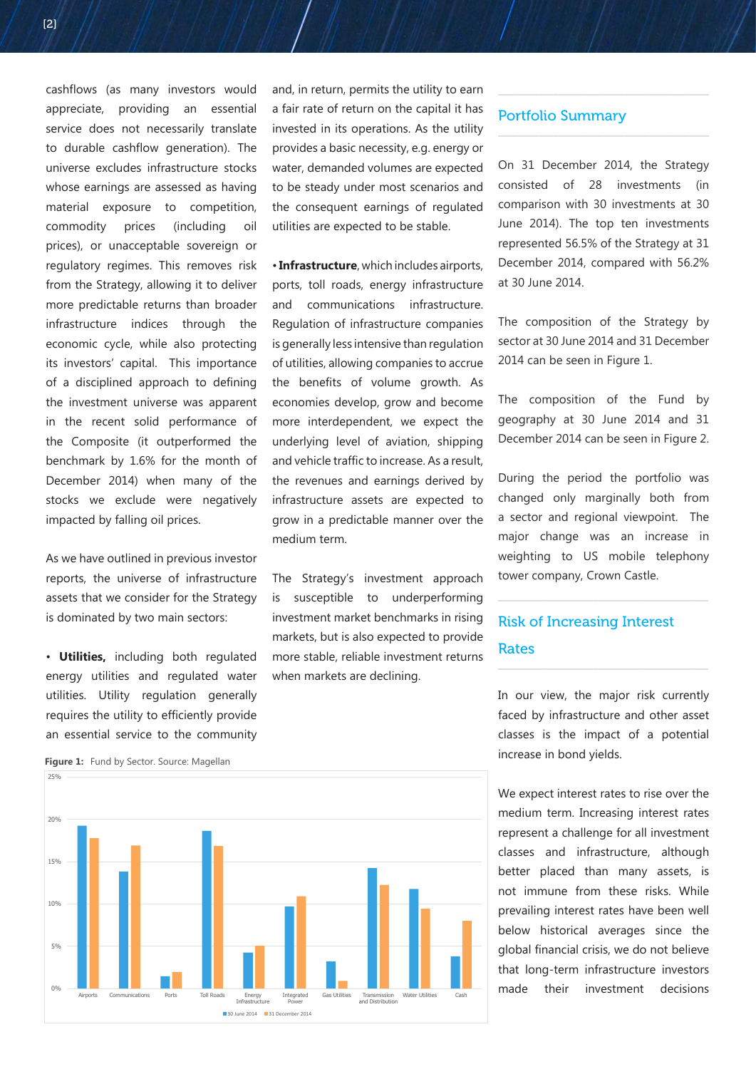cashflows (as many investors would appreciate, providing an essential service does not necessarily translate to durable cashflow generation). The universe excludes infrastructure stocks whose earnings are assessed as having material exposure to competition, commodity prices (including oil prices), or unacceptable sovereign or regulatory regimes. This removes risk from the Strategy, allowing it to deliver more predictable returns than broader infrastructure indices through the economic cycle, while also protecting its investors' capital. This importance of a disciplined approach to defining the investment universe was apparent in the recent solid performance of the Composite (it outperformed the benchmark by 1.6% for the month of December 2014) when many of the stocks we exclude were negatively impacted by falling oil prices.

As we have outlined in previous investor reports, the universe of infrastructure assets that we consider for the Strategy is dominated by two main sectors:

- **Utilities,** including both regulated energy utilities and regulated water utilities. Utility regulation generally requires the utility to efficiently provide an essential service to the community and, in return, permits the utility to earn a fair rate of return on the capital it has invested in its operations. As the utility provides a basic necessity, e.g. energy or water, demanded volumes are expected to be steady under most scenarios and the consequent earnings of regulated utilities are expected to be stable.

- **Infrastructure**, which includes airports, ports, toll roads, energy infrastructure and communications infrastructure. Regulation of infrastructure companies is generally less intensive than regulation of utilities, allowing companies to accrue the benefits of volume growth. As economies develop, grow and become more interdependent, we expect the underlying level of aviation, shipping and vehicle traffic to increase. As a result, the revenues and earnings derived by infrastructure assets are expected to grow in a predictable manner over the medium term.

The Strategy's investment approach is susceptible to underperforming investment market benchmarks in rising markets, but is also expected to provide more stable, reliable investment returns when markets are declining.

**Figure 1:** Fund by Sector. Source: Magellan

| Sector | 30 June 2014 | 31 December 2014 |
|---|---|---|
| Airports | ~19.3% | ~17.8% |
| Communications | ~13.8% | ~17.0% |
| Ports | ~1.4% | ~1.9% |
| Toll Roads | ~18.7% | ~16.9% |
| Energy Infrastructure | ~4.2% | ~5.0% |
| Integrated Power | ~9.8% | ~10.9% |
| Gas Utilities | ~3.2% | ~0.9% |
| Transmission and Distribution | ~14.3% | ~12.2% |
| Water Utilities | ~11.8% | ~9.5% |
| Cash | ~3.8% | ~8.0% |

## Portfolio Summary

On 31 December 2014, the Strategy consisted of 28 investments (in comparison with 30 investments at 30 June 2014). The top ten investments represented 56.5% of the Strategy at 31 December 2014, compared with 56.2% at 30 June 2014.

The composition of the Strategy by sector at 30 June 2014 and 31 December 2014 can be seen in Figure 1.

The composition of the Fund by geography at 30 June 2014 and 31 December 2014 can be seen in Figure 2.

During the period the portfolio was changed only marginally both from a sector and regional viewpoint. The major change was an increase in weighting to US mobile telephony tower company, Crown Castle.

## Risk of Increasing Interest Rates

In our view, the major risk currently faced by infrastructure and other asset classes is the impact of a potential increase in bond yields.

We expect interest rates to rise over the medium term. Increasing interest rates represent a challenge for all investment classes and infrastructure, although better placed than many assets, is not immune from these risks. While prevailing interest rates have been well below historical averages since the global financial crisis, we do not believe that long-term infrastructure investors made their investment decisions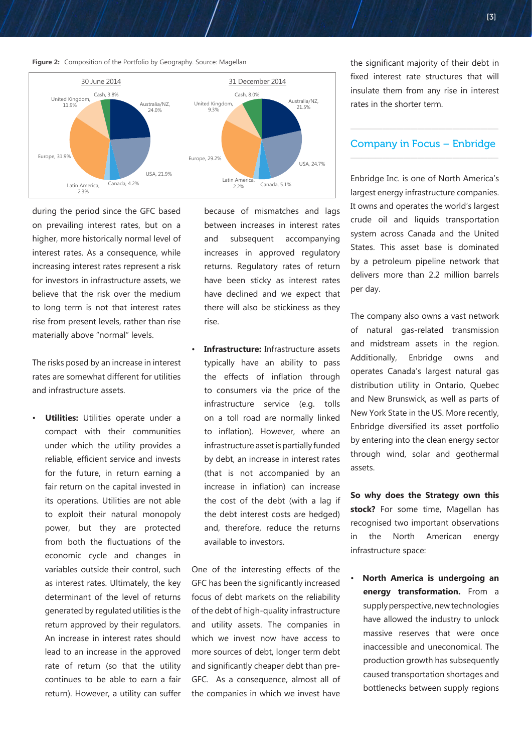**Figure 2:** Composition of the Portfolio by Geography. Source: Magellan

| Region | 30 June 2014 | 31 December 2014 |
| --- | --- | --- |
| Australia/NZ | 24.0% | 21.5% |
| USA | 21.9% | 24.7% |
| Canada | 4.2% | 5.1% |
| Latin America | 2.3% | 2.2% |
| Europe | 31.9% | 29.2% |
| United Kingdom | 11.9% | 9.3% |
| Cash | 3.8% | 8.0% |

during the period since the GFC based on prevailing interest rates, but on a higher, more historically normal level of interest rates. As a consequence, while increasing interest rates represent a risk for investors in infrastructure assets, we believe that the risk over the medium to long term is not that interest rates rise from present levels, rather than rise materially above "normal" levels.

The risks posed by an increase in interest rates are somewhat different for utilities and infrastructure assets.

- **Utilities:** Utilities operate under a compact with their communities under which the utility provides a reliable, efficient service and invests for the future, in return earning a fair return on the capital invested in its operations. Utilities are not able to exploit their natural monopoly power, but they are protected from both the fluctuations of the economic cycle and changes in variables outside their control, such as interest rates. Ultimately, the key determinant of the level of returns generated by regulated utilities is the return approved by their regulators. An increase in interest rates should lead to an increase in the approved rate of return (so that the utility continues to be able to earn a fair return). However, a utility can suffer because of mismatches and lags between increases in interest rates and subsequent accompanying increases in approved regulatory returns. Regulatory rates of return have been sticky as interest rates have declined and we expect that there will also be stickiness as they rise.
- **Infrastructure:** Infrastructure assets typically have an ability to pass the effects of inflation through to consumers via the price of the infrastructure service (e.g. tolls on a toll road are normally linked to inflation). However, where an infrastructure asset is partially funded by debt, an increase in interest rates (that is not accompanied by an increase in inflation) can increase the cost of the debt (with a lag if the debt interest costs are hedged) and, therefore, reduce the returns available to investors.

One of the interesting effects of the GFC has been the significantly increased focus of debt markets on the reliability of the debt of high-quality infrastructure and utility assets. The companies in which we invest now have access to more sources of debt, longer term debt and significantly cheaper debt than pre-GFC. As a consequence, almost all of the companies in which we invest have the significant majority of their debt in fixed interest rate structures that will insulate them from any rise in interest rates in the shorter term.

## Company in Focus – Enbridge

Enbridge Inc. is one of North America's largest energy infrastructure companies. It owns and operates the world's largest crude oil and liquids transportation system across Canada and the United States. This asset base is dominated by a petroleum pipeline network that delivers more than 2.2 million barrels per day.

The company also owns a vast network of natural gas-related transmission and midstream assets in the region. Additionally, Enbridge owns and operates Canada's largest natural gas distribution utility in Ontario, Quebec and New Brunswick, as well as parts of New York State in the US. More recently, Enbridge diversified its asset portfolio by entering into the clean energy sector through wind, solar and geothermal assets.

**So why does the Strategy own this stock?** For some time, Magellan has recognised two important observations in the North American energy infrastructure space:

- **North America is undergoing an energy transformation.** From a supply perspective, new technologies have allowed the industry to unlock massive reserves that were once inaccessible and uneconomical. The production growth has subsequently caused transportation shortages and bottlenecks between supply regions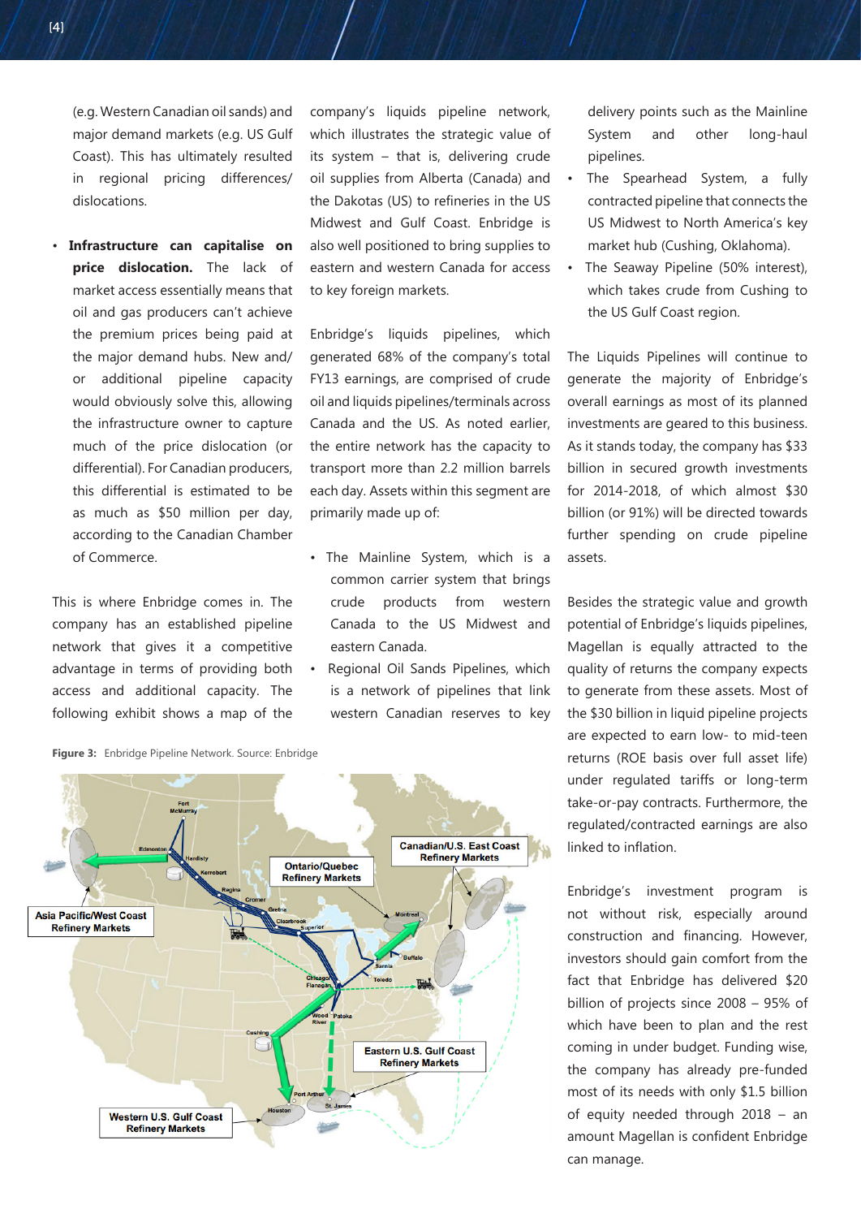(e.g. Western Canadian oil sands) and major demand markets (e.g. US Gulf Coast). This has ultimately resulted in regional pricing differences/ dislocations.

- **Infrastructure can capitalise on price dislocation.** The lack of market access essentially means that oil and gas producers can't achieve the premium prices being paid at the major demand hubs. New and/ or additional pipeline capacity would obviously solve this, allowing the infrastructure owner to capture much of the price dislocation (or differential). For Canadian producers, this differential is estimated to be as much as $50 million per day, according to the Canadian Chamber of Commerce.

This is where Enbridge comes in. The company has an established pipeline network that gives it a competitive advantage in terms of providing both access and additional capacity. The following exhibit shows a map of the company's liquids pipeline network, which illustrates the strategic value of its system – that is, delivering crude oil supplies from Alberta (Canada) and the Dakotas (US) to refineries in the US Midwest and Gulf Coast. Enbridge is also well positioned to bring supplies to eastern and western Canada for access to key foreign markets.

**Figure 3:** Enbridge Pipeline Network. Source: Enbridge

Enbridge's liquids pipelines, which generated 68% of the company's total FY13 earnings, are comprised of crude oil and liquids pipelines/terminals across Canada and the US. As noted earlier, the entire network has the capacity to transport more than 2.2 million barrels each day. Assets within this segment are primarily made up of:

- The Mainline System, which is a common carrier system that brings crude products from western Canada to the US Midwest and eastern Canada.
- Regional Oil Sands Pipelines, which is a network of pipelines that link western Canadian reserves to key delivery points such as the Mainline System and other long-haul pipelines.
- The Spearhead System, a fully contracted pipeline that connects the US Midwest to North America's key market hub (Cushing, Oklahoma).
- The Seaway Pipeline (50% interest), which takes crude from Cushing to the US Gulf Coast region.

The Liquids Pipelines will continue to generate the majority of Enbridge's overall earnings as most of its planned investments are geared to this business. As it stands today, the company has $33 billion in secured growth investments for 2014-2018, of which almost $30 billion (or 91%) will be directed towards further spending on crude pipeline assets.

Besides the strategic value and growth potential of Enbridge's liquids pipelines, Magellan is equally attracted to the quality of returns the company expects to generate from these assets. Most of the $30 billion in liquid pipeline projects are expected to earn low- to mid-teen returns (ROE basis over full asset life) under regulated tariffs or long-term take-or-pay contracts. Furthermore, the regulated/contracted earnings are also linked to inflation.

Enbridge's investment program is not without risk, especially around construction and financing. However, investors should gain comfort from the fact that Enbridge has delivered $20 billion of projects since 2008 – 95% of which have been to plan and the rest coming in under budget. Funding wise, the company has already pre-funded most of its needs with only $1.5 billion of equity needed through 2018 – an amount Magellan is confident Enbridge can manage.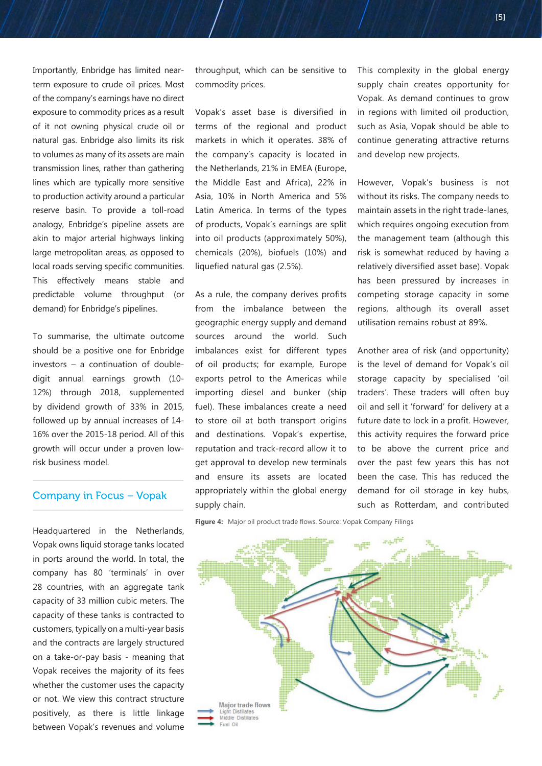Importantly, Enbridge has limited near-term exposure to crude oil prices. Most of the company's earnings have no direct exposure to commodity prices as a result of it not owning physical crude oil or natural gas. Enbridge also limits its risk to volumes as many of its assets are main transmission lines, rather than gathering lines which are typically more sensitive to production activity around a particular reserve basin. To provide a toll-road analogy, Enbridge's pipeline assets are akin to major arterial highways linking large metropolitan areas, as opposed to local roads serving specific communities. This effectively means stable and predictable volume throughput (or demand) for Enbridge's pipelines.

To summarise, the ultimate outcome should be a positive one for Enbridge investors – a continuation of double-digit annual earnings growth (10-12%) through 2018, supplemented by dividend growth of 33% in 2015, followed up by annual increases of 14-16% over the 2015-18 period. All of this growth will occur under a proven low-risk business model.

## Company in Focus – Vopak

Headquartered in the Netherlands, Vopak owns liquid storage tanks located in ports around the world. In total, the company has 80 'terminals' in over 28 countries, with an aggregate tank capacity of 33 million cubic meters. The capacity of these tanks is contracted to customers, typically on a multi-year basis and the contracts are largely structured on a take-or-pay basis - meaning that Vopak receives the majority of its fees whether the customer uses the capacity or not. We view this contract structure positively, as there is little linkage between Vopak's revenues and volume throughput, which can be sensitive to commodity prices.

Vopak's asset base is diversified in terms of the regional and product markets in which it operates. 38% of the company's capacity is located in the Netherlands, 21% in EMEA (Europe, the Middle East and Africa), 22% in Asia, 10% in North America and 5% Latin America. In terms of the types of products, Vopak's earnings are split into oil products (approximately 50%), chemicals (20%), biofuels (10%) and liquefied natural gas (2.5%).

As a rule, the company derives profits from the imbalance between the geographic energy supply and demand sources around the world. Such imbalances exist for different types of oil products; for example, Europe exports petrol to the Americas while importing diesel and bunker (ship fuel). These imbalances create a need to store oil at both transport origins and destinations. Vopak's expertise, reputation and track-record allow it to get approval to develop new terminals and ensure its assets are located appropriately within the global energy supply chain.

This complexity in the global energy supply chain creates opportunity for Vopak. As demand continues to grow in regions with limited oil production, such as Asia, Vopak should be able to continue generating attractive returns and develop new projects.

However, Vopak's business is not without its risks. The company needs to maintain assets in the right trade-lanes, which requires ongoing execution from the management team (although this risk is somewhat reduced by having a relatively diversified asset base). Vopak has been pressured by increases in competing storage capacity in some regions, although its overall asset utilisation remains robust at 89%.

Another area of risk (and opportunity) is the level of demand for Vopak's oil storage capacity by specialised 'oil traders'. These traders will often buy oil and sell it 'forward' for delivery at a future date to lock in a profit. However, this activity requires the forward price to be above the current price and over the past few years this has not been the case. This has reduced the demand for oil storage in key hubs, such as Rotterdam, and contributed

**Figure 4:** Major oil product trade flows. Source: Vopak Company Filings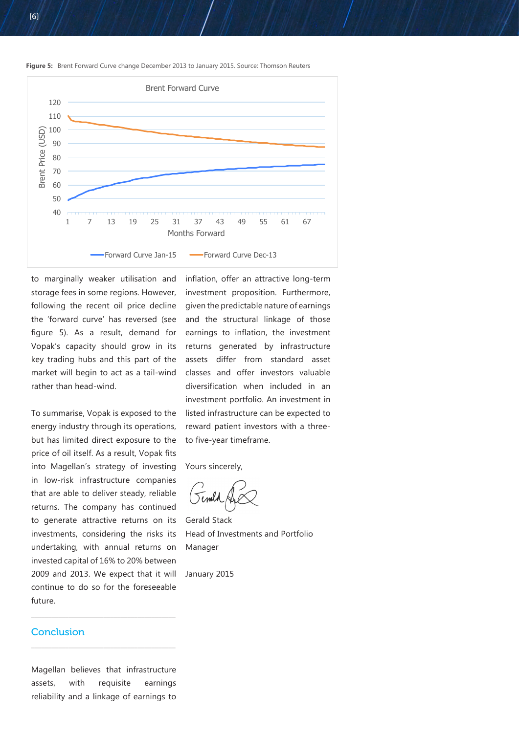**Figure 5:** Brent Forward Curve change December 2013 to January 2015. Source: Thomson Reuters

to marginally weaker utilisation and storage fees in some regions. However, following the recent oil price decline the 'forward curve' has reversed (see figure 5). As a result, demand for Vopak's capacity should grow in its key trading hubs and this part of the market will begin to act as a tail-wind rather than head-wind.

To summarise, Vopak is exposed to the energy industry through its operations, but has limited direct exposure to the price of oil itself. As a result, Vopak fits into Magellan's strategy of investing in low-risk infrastructure companies that are able to deliver steady, reliable returns. The company has continued to generate attractive returns on its investments, considering the risks its undertaking, with annual returns on invested capital of 16% to 20% between 2009 and 2013. We expect that it will continue to do so for the foreseeable future.

## Conclusion

Magellan believes that infrastructure assets, with requisite earnings reliability and a linkage of earnings to inflation, offer an attractive long-term investment proposition. Furthermore, given the predictable nature of earnings and the structural linkage of those earnings to inflation, the investment returns generated by infrastructure assets differ from standard asset classes and offer investors valuable diversification when included in an investment portfolio. An investment in listed infrastructure can be expected to reward patient investors with a three- to five-year timeframe.

Yours sincerely,

Gerald Stack
Head of Investments and Portfolio Manager

January 2015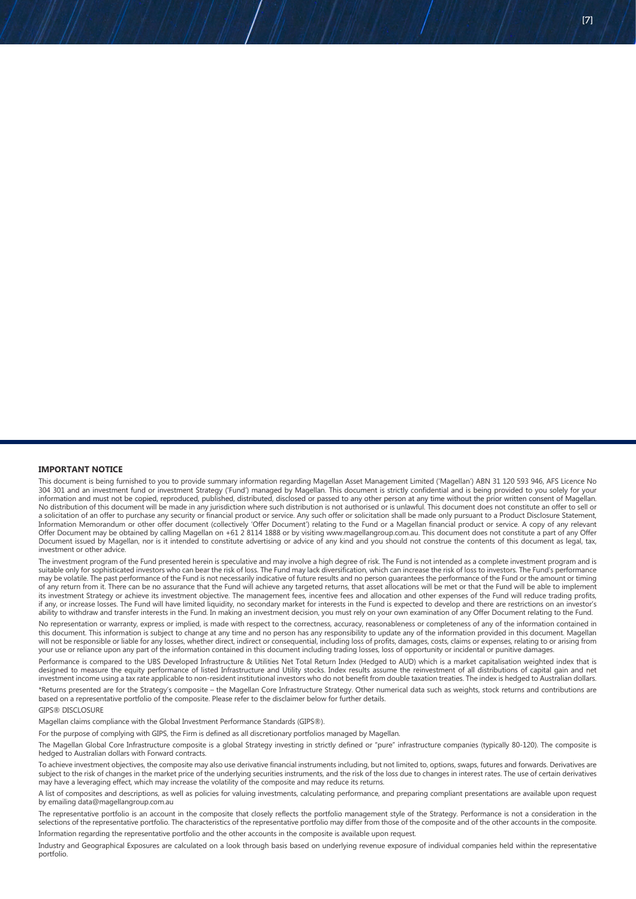## IMPORTANT NOTICE

This document is being furnished to you to provide summary information regarding Magellan Asset Management Limited ('Magellan') ABN 31 120 593 946, AFS Licence No 304 301 and an investment fund or investment Strategy ('Fund') managed by Magellan. This document is strictly confidential and is being provided to you solely for your information and must not be copied, reproduced, published, distributed, disclosed or passed to any other person at any time without the prior written consent of Magellan. No distribution of this document will be made in any jurisdiction where such distribution is not authorised or is unlawful. This document does not constitute an offer to sell or a solicitation of an offer to purchase any security or financial product or service. Any such offer or solicitation shall be made only pursuant to a Product Disclosure Statement, Information Memorandum or other offer document (collectively 'Offer Document') relating to the Fund or a Magellan financial product or service. A copy of any relevant Offer Document may be obtained by calling Magellan on +61 2 8114 1888 or by visiting www.magellangroup.com.au. This document does not constitute a part of any Offer Document issued by Magellan, nor is it intended to constitute advertising or advice of any kind and you should not construe the contents of this document as legal, tax, investment or other advice.

The investment program of the Fund presented herein is speculative and may involve a high degree of risk. The Fund is not intended as a complete investment program and is suitable only for sophisticated investors who can bear the risk of loss. The Fund may lack diversification, which can increase the risk of loss to investors. The Fund's performance may be volatile. The past performance of the Fund is not necessarily indicative of future results and no person guarantees the performance of the Fund or the amount or timing of any return from it. There can be no assurance that the Fund will achieve any targeted returns, that asset allocations will be met or that the Fund will be able to implement its investment Strategy or achieve its investment objective. The management fees, incentive fees and allocation and other expenses of the Fund will reduce trading profits, if any, or increase losses. The Fund will have limited liquidity, no secondary market for interests in the Fund is expected to develop and there are restrictions on an investor's ability to withdraw and transfer interests in the Fund. In making an investment decision, you must rely on your own examination of any Offer Document relating to the Fund.

No representation or warranty, express or implied, is made with respect to the correctness, accuracy, reasonableness or completeness of any of the information contained in this document. This information is subject to change at any time and no person has any responsibility to update any of the information provided in this document. Magellan will not be responsible or liable for any losses, whether direct, indirect or consequential, including loss of profits, damages, costs, claims or expenses, relating to or arising from your use or reliance upon any part of the information contained in this document including trading losses, loss of opportunity or incidental or punitive damages.

Performance is compared to the UBS Developed Infrastructure & Utilities Net Total Return Index (Hedged to AUD) which is a market capitalisation weighted index that is designed to measure the equity performance of listed Infrastructure and Utility stocks. Index results assume the reinvestment of all distributions of capital gain and net investment income using a tax rate applicable to non-resident institutional investors who do not benefit from double taxation treaties. The index is hedged to Australian dollars.

*Returns presented are for the Strategy's composite – the Magellan Core Infrastructure Strategy. Other numerical data such as weights, stock returns and contributions are based on a representative portfolio of the composite. Please refer to the disclaimer below for further details.

GIPS® DISCLOSURE

Magellan claims compliance with the Global Investment Performance Standards (GIPS®).

For the purpose of complying with GIPS, the Firm is defined as all discretionary portfolios managed by Magellan.

The Magellan Global Core Infrastructure composite is a global Strategy investing in strictly defined or "pure" infrastructure companies (typically 80-120). The composite is hedged to Australian dollars with Forward contracts.

To achieve investment objectives, the composite may also use derivative financial instruments including, but not limited to, options, swaps, futures and forwards. Derivatives are subject to the risk of changes in the market price of the underlying securities instruments, and the risk of the loss due to changes in interest rates. The use of certain derivatives may have a leveraging effect, which may increase the volatility of the composite and may reduce its returns.

A list of composites and descriptions, as well as policies for valuing investments, calculating performance, and preparing compliant presentations are available upon request by emailing data@magellangroup.com.au

The representative portfolio is an account in the composite that closely reflects the portfolio management style of the Strategy. Performance is not a consideration in the selections of the representative portfolio. The characteristics of the representative portfolio may differ from those of the composite and of the other accounts in the composite. Information regarding the representative portfolio and the other accounts in the composite is available upon request.

Industry and Geographical Exposures are calculated on a look through basis based on underlying revenue exposure of individual companies held within the representative portfolio.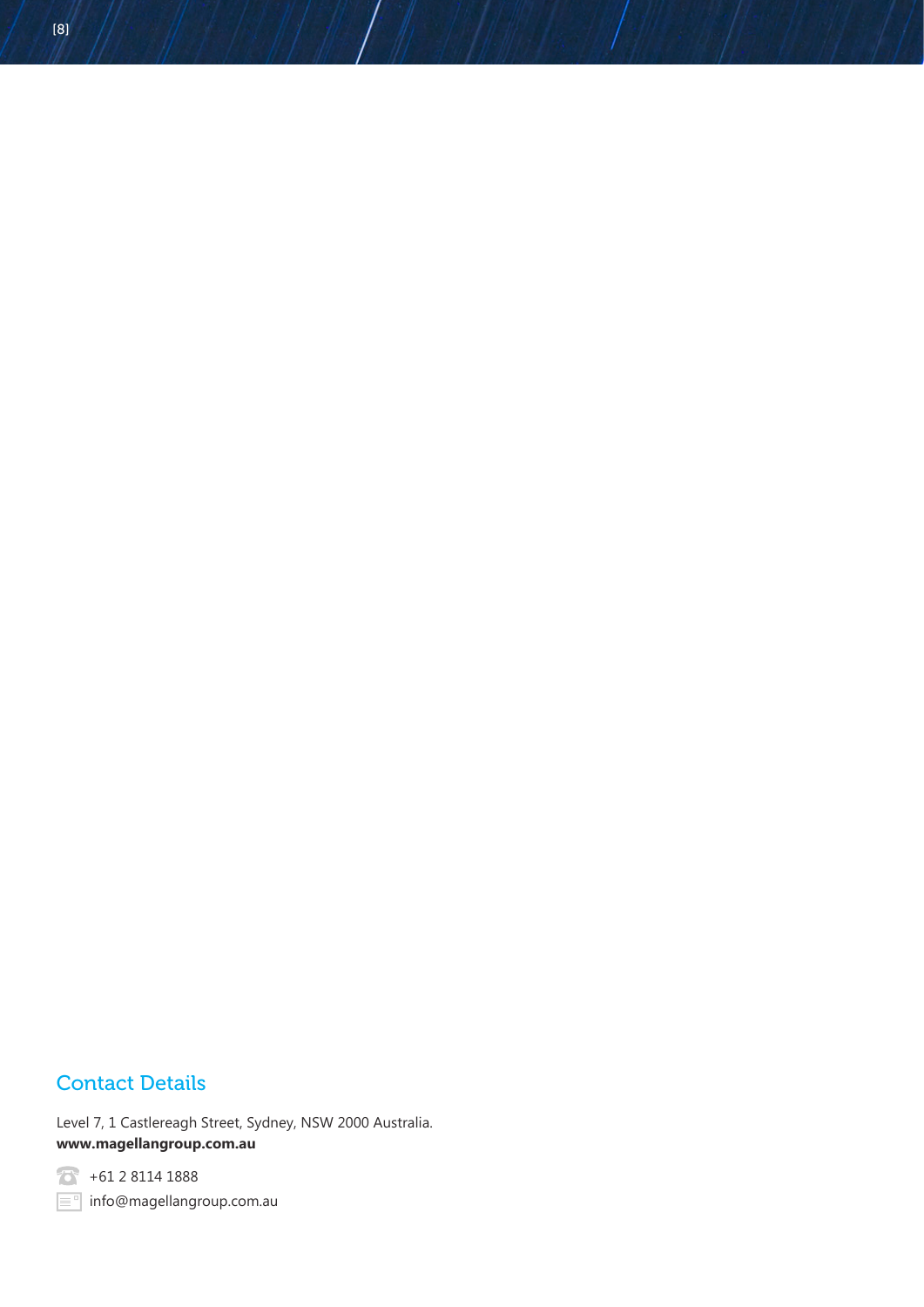## Contact Details

Level 7, 1 Castlereagh Street, Sydney, NSW 2000 Australia.
**www.magellangroup.com.au**

+61 2 8114 1888

info@magellangroup.com.au